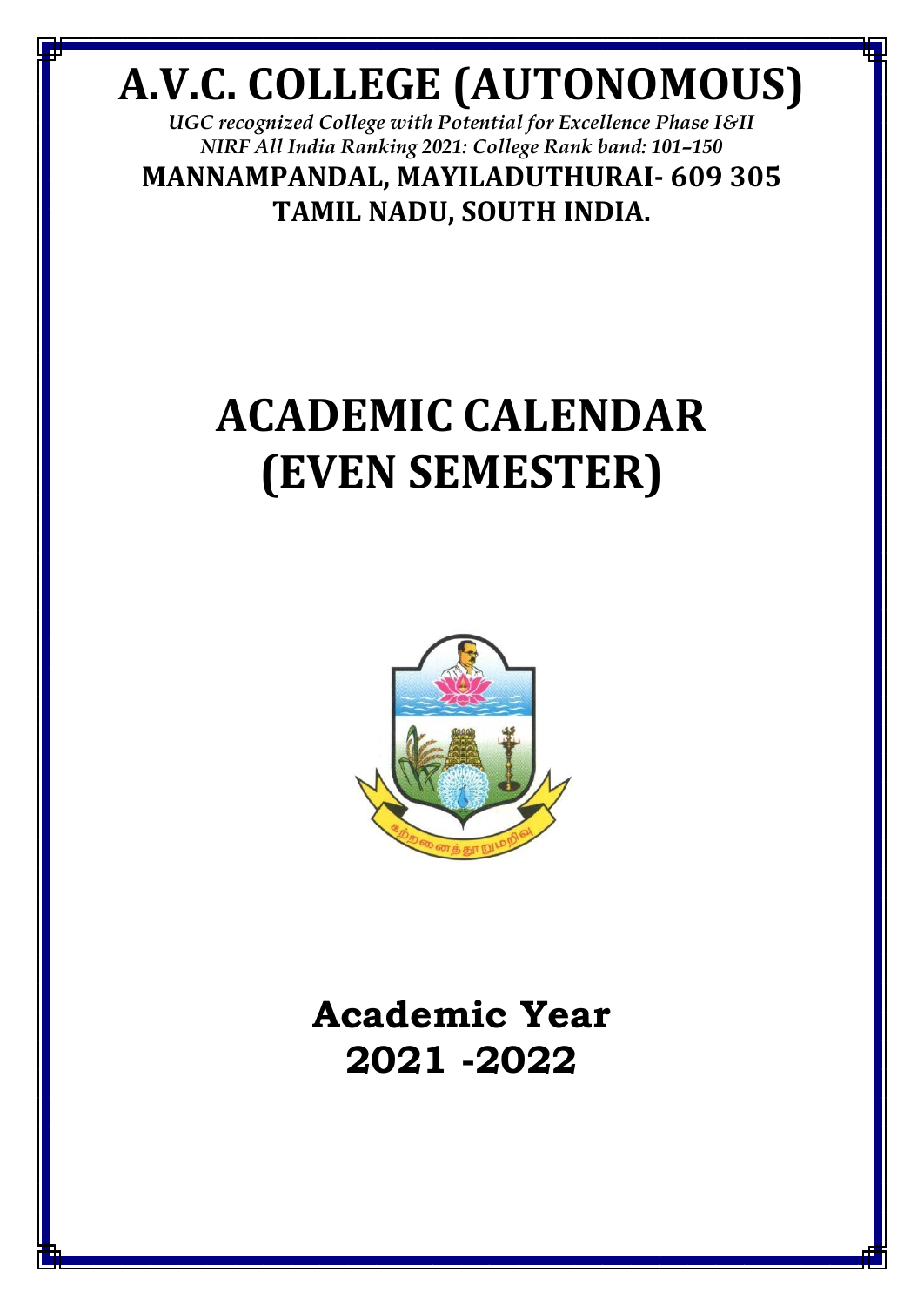# A.V.C. COLLEGE (AUTONOMOUS)

*UGC recognized College with Potential for Excellence Phase I&II*
*NIRF All India Ranking 2021: College Rank band: 101–150*

**MANNAMPANDAL, MAYILADUTHURAI- 609 305**
**TAMIL NADU, SOUTH INDIA.**

# ACADEMIC CALENDAR
# (EVEN SEMESTER)

## Academic Year
## 2021 -2022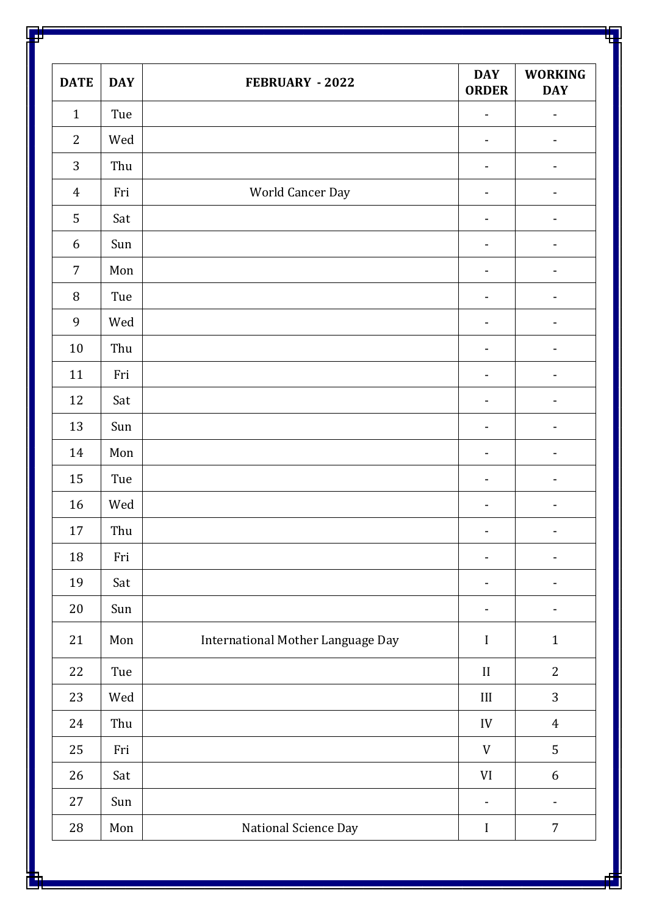| DATE | DAY | FEBRUARY - 2022 | DAY ORDER | WORKING DAY |
|---|---|---|---|---|
| 1 | Tue | | - | - |
| 2 | Wed | | - | - |
| 3 | Thu | | - | - |
| 4 | Fri | World Cancer Day | - | - |
| 5 | Sat | | - | - |
| 6 | Sun | | - | - |
| 7 | Mon | | - | - |
| 8 | Tue | | - | - |
| 9 | Wed | | - | - |
| 10 | Thu | | - | - |
| 11 | Fri | | - | - |
| 12 | Sat | | - | - |
| 13 | Sun | | - | - |
| 14 | Mon | | - | - |
| 15 | Tue | | - | - |
| 16 | Wed | | - | - |
| 17 | Thu | | - | - |
| 18 | Fri | | - | - |
| 19 | Sat | | - | - |
| 20 | Sun | | - | - |
| 21 | Mon | International Mother Language Day | I | 1 |
| 22 | Tue | | II | 2 |
| 23 | Wed | | III | 3 |
| 24 | Thu | | IV | 4 |
| 25 | Fri | | V | 5 |
| 26 | Sat | | VI | 6 |
| 27 | Sun | | - | - |
| 28 | Mon | National Science Day | I | 7 |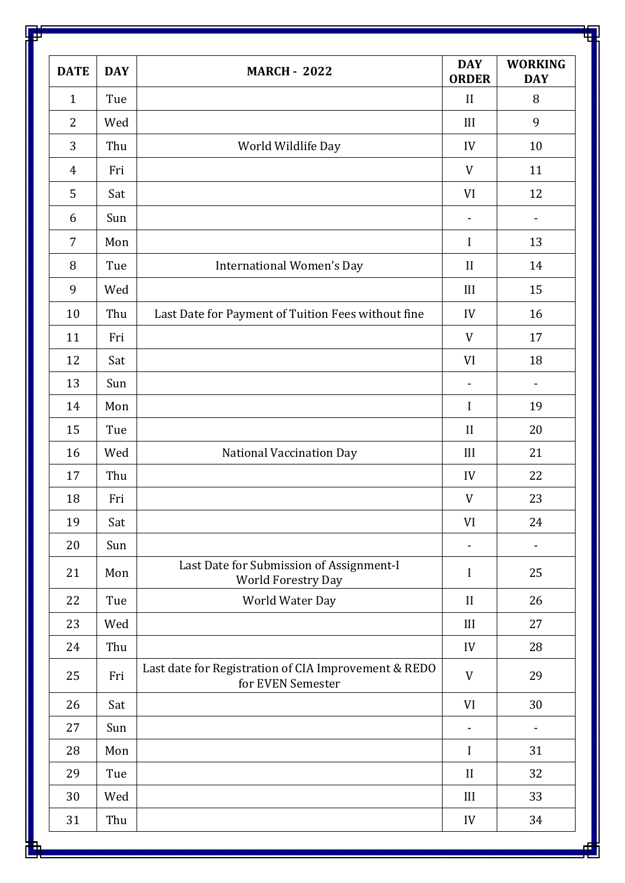| DATE | DAY | MARCH - 2022 | DAY ORDER | WORKING DAY |
|---|---|---|---|---|
| 1 | Tue | | II | 8 |
| 2 | Wed | | III | 9 |
| 3 | Thu | World Wildlife Day | IV | 10 |
| 4 | Fri | | V | 11 |
| 5 | Sat | | VI | 12 |
| 6 | Sun | | - | - |
| 7 | Mon | | I | 13 |
| 8 | Tue | International Women's Day | II | 14 |
| 9 | Wed | | III | 15 |
| 10 | Thu | Last Date for Payment of Tuition Fees without fine | IV | 16 |
| 11 | Fri | | V | 17 |
| 12 | Sat | | VI | 18 |
| 13 | Sun | | - | - |
| 14 | Mon | | I | 19 |
| 15 | Tue | | II | 20 |
| 16 | Wed | National Vaccination Day | III | 21 |
| 17 | Thu | | IV | 22 |
| 18 | Fri | | V | 23 |
| 19 | Sat | | VI | 24 |
| 20 | Sun | | - | - |
| 21 | Mon | Last Date for Submission of Assignment-I<br>World Forestry Day | I | 25 |
| 22 | Tue | World Water Day | II | 26 |
| 23 | Wed | | III | 27 |
| 24 | Thu | | IV | 28 |
| 25 | Fri | Last date for Registration of CIA Improvement & REDO for EVEN Semester | V | 29 |
| 26 | Sat | | VI | 30 |
| 27 | Sun | | - | - |
| 28 | Mon | | I | 31 |
| 29 | Tue | | II | 32 |
| 30 | Wed | | III | 33 |
| 31 | Thu | | IV | 34 |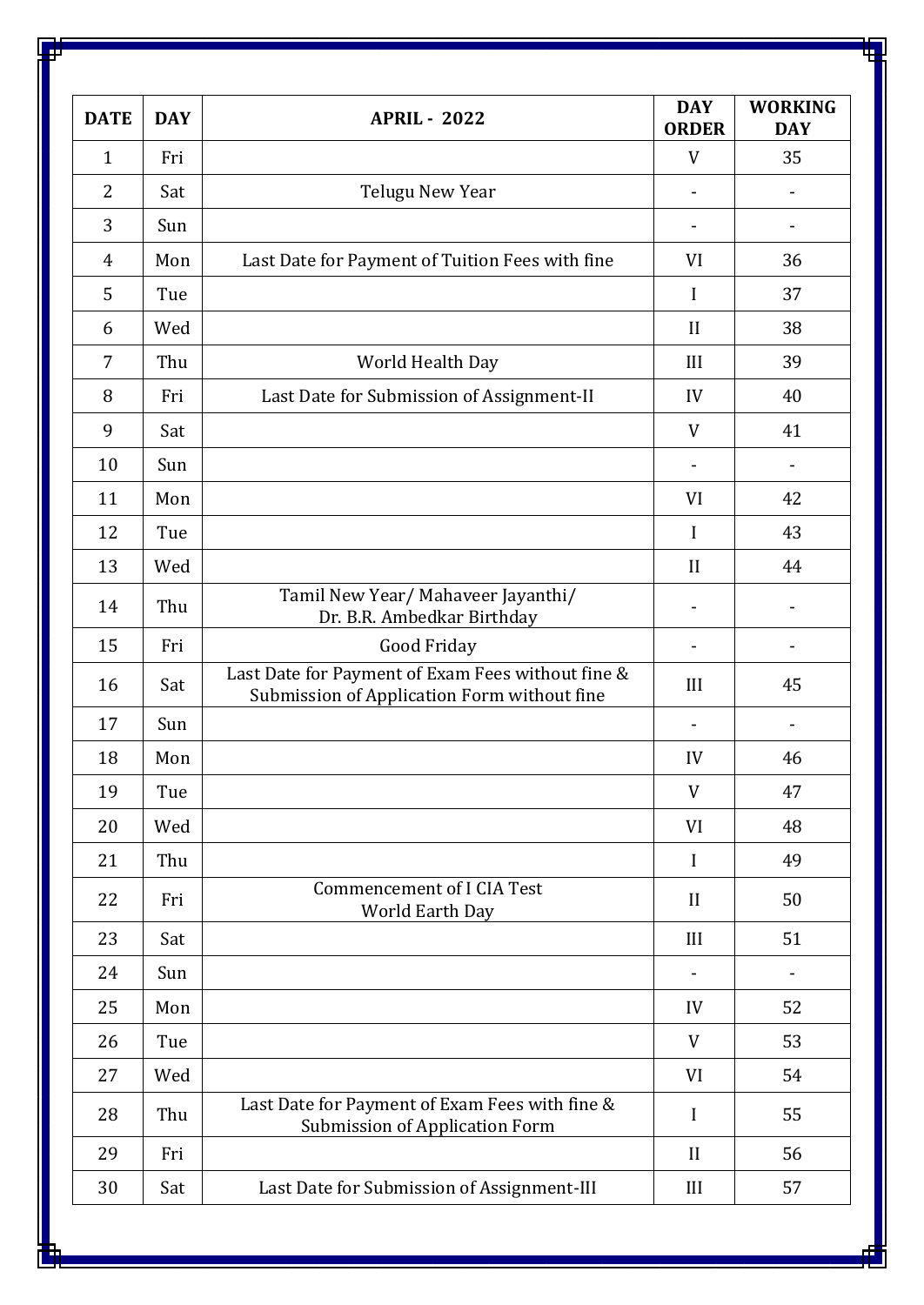| DATE | DAY | APRIL - 2022 | DAY ORDER | WORKING DAY |
|---|---|---|---|---|
| 1 | Fri | | V | 35 |
| 2 | Sat | Telugu New Year | - | - |
| 3 | Sun | | - | - |
| 4 | Mon | Last Date for Payment of Tuition Fees with fine | VI | 36 |
| 5 | Tue | | I | 37 |
| 6 | Wed | | II | 38 |
| 7 | Thu | World Health Day | III | 39 |
| 8 | Fri | Last Date for Submission of Assignment-II | IV | 40 |
| 9 | Sat | | V | 41 |
| 10 | Sun | | - | - |
| 11 | Mon | | VI | 42 |
| 12 | Tue | | I | 43 |
| 13 | Wed | | II | 44 |
| 14 | Thu | Tamil New Year/ Mahaveer Jayanthi/ Dr. B.R. Ambedkar Birthday | - | - |
| 15 | Fri | Good Friday | - | - |
| 16 | Sat | Last Date for Payment of Exam Fees without fine & Submission of Application Form without fine | III | 45 |
| 17 | Sun | | - | - |
| 18 | Mon | | IV | 46 |
| 19 | Tue | | V | 47 |
| 20 | Wed | | VI | 48 |
| 21 | Thu | | I | 49 |
| 22 | Fri | Commencement of I CIA Test World Earth Day | II | 50 |
| 23 | Sat | | III | 51 |
| 24 | Sun | | - | - |
| 25 | Mon | | IV | 52 |
| 26 | Tue | | V | 53 |
| 27 | Wed | | VI | 54 |
| 28 | Thu | Last Date for Payment of Exam Fees with fine & Submission of Application Form | I | 55 |
| 29 | Fri | | II | 56 |
| 30 | Sat | Last Date for Submission of Assignment-III | III | 57 |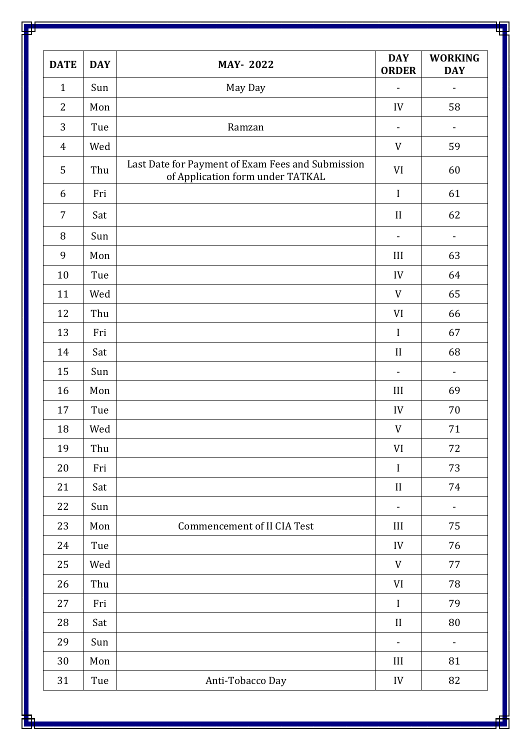| DATE | DAY | MAY- 2022 | DAY ORDER | WORKING DAY |
|---|---|---|---|---|
| 1 | Sun | May Day | - | - |
| 2 | Mon | | IV | 58 |
| 3 | Tue | Ramzan | - | - |
| 4 | Wed | | V | 59 |
| 5 | Thu | Last Date for Payment of Exam Fees and Submission of Application form under TATKAL | VI | 60 |
| 6 | Fri | | I | 61 |
| 7 | Sat | | II | 62 |
| 8 | Sun | | - | - |
| 9 | Mon | | III | 63 |
| 10 | Tue | | IV | 64 |
| 11 | Wed | | V | 65 |
| 12 | Thu | | VI | 66 |
| 13 | Fri | | I | 67 |
| 14 | Sat | | II | 68 |
| 15 | Sun | | - | - |
| 16 | Mon | | III | 69 |
| 17 | Tue | | IV | 70 |
| 18 | Wed | | V | 71 |
| 19 | Thu | | VI | 72 |
| 20 | Fri | | I | 73 |
| 21 | Sat | | II | 74 |
| 22 | Sun | | - | - |
| 23 | Mon | Commencement of II CIA Test | III | 75 |
| 24 | Tue | | IV | 76 |
| 25 | Wed | | V | 77 |
| 26 | Thu | | VI | 78 |
| 27 | Fri | | I | 79 |
| 28 | Sat | | II | 80 |
| 29 | Sun | | - | - |
| 30 | Mon | | III | 81 |
| 31 | Tue | Anti-Tobacco Day | IV | 82 |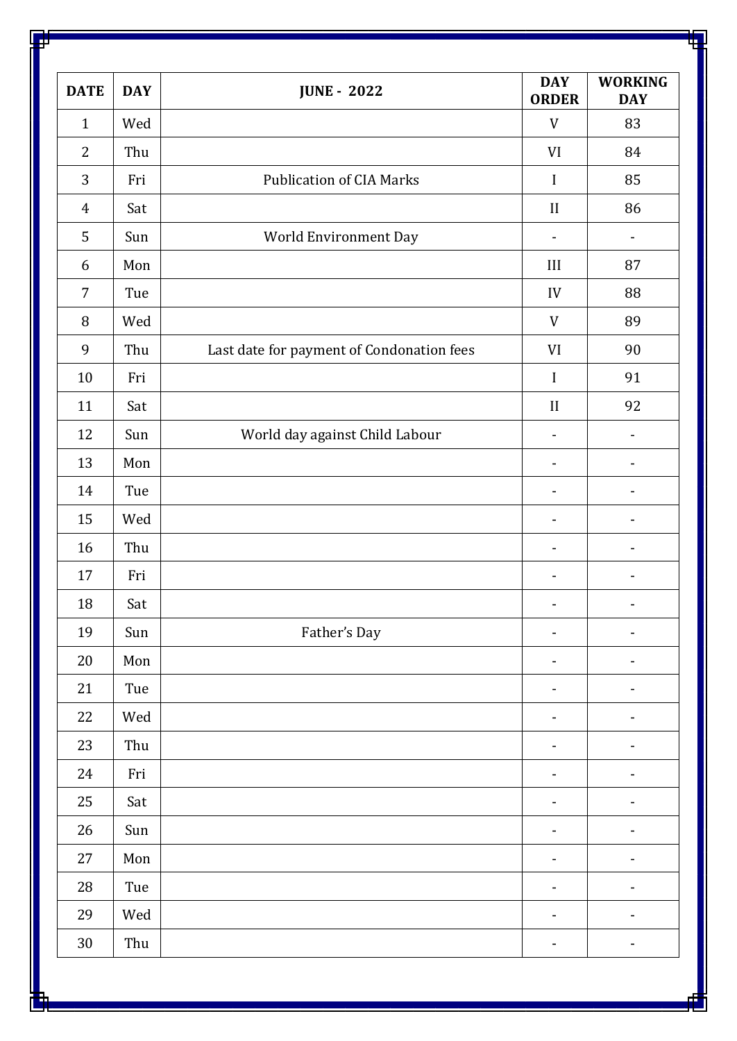| DATE | DAY | JUNE - 2022 | DAY ORDER | WORKING DAY |
|---|---|---|---|---|
| 1 | Wed | | V | 83 |
| 2 | Thu | | VI | 84 |
| 3 | Fri | Publication of CIA Marks | I | 85 |
| 4 | Sat | | II | 86 |
| 5 | Sun | World Environment Day | - | - |
| 6 | Mon | | III | 87 |
| 7 | Tue | | IV | 88 |
| 8 | Wed | | V | 89 |
| 9 | Thu | Last date for payment of Condonation fees | VI | 90 |
| 10 | Fri | | I | 91 |
| 11 | Sat | | II | 92 |
| 12 | Sun | World day against Child Labour | - | - |
| 13 | Mon | | - | - |
| 14 | Tue | | - | - |
| 15 | Wed | | - | - |
| 16 | Thu | | - | - |
| 17 | Fri | | - | - |
| 18 | Sat | | - | - |
| 19 | Sun | Father's Day | - | - |
| 20 | Mon | | - | - |
| 21 | Tue | | - | - |
| 22 | Wed | | - | - |
| 23 | Thu | | - | - |
| 24 | Fri | | - | - |
| 25 | Sat | | - | - |
| 26 | Sun | | - | - |
| 27 | Mon | | - | - |
| 28 | Tue | | - | - |
| 29 | Wed | | - | - |
| 30 | Thu | | - | - |